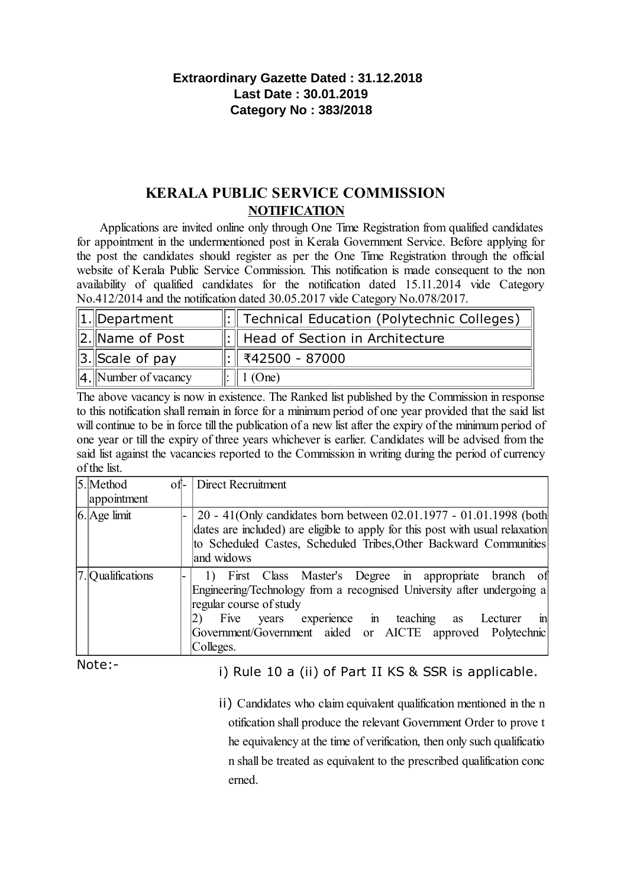**Extraordinary Gazette Dated : 31.12.2018**
**Last Date : 30.01.2019**
**Category No : 383/2018**

# KERALA PUBLIC SERVICE COMMISSION

## NOTIFICATION

Applications are invited online only through One Time Registration from qualified candidates for appointment in the undermentioned post in Kerala Government Service. Before applying for the post the candidates should register as per the One Time Registration through the official website of Kerala Public Service Commission. This notification is made consequent to the non availability of qualified candidates for the notification dated 15.11.2014 vide Category No.412/2014 and the notification dated 30.05.2017 vide Category No.078/2017.

| | | | |
|---|---|---|---|
| 1. | Department | : | Technical Education (Polytechnic Colleges) |
| 2. | Name of Post | : | Head of Section in Architecture |
| 3. | Scale of pay | : | ₹42500 - 87000 |
| 4. | Number of vacancy | : | 1 (One) |

The above vacancy is now in existence. The Ranked list published by the Commission in response to this notification shall remain in force for a minimum period of one year provided that the said list will continue to be in force till the publication of a new list after the expiry of the minimum period of one year or till the expiry of three years whichever is earlier. Candidates will be advised from the said list against the vacancies reported to the Commission in writing during the period of currency of the list.

| | | | |
|---|---|---|---|
| 5. | Method of appointment | - | Direct Recruitment |
| 6. | Age limit | - | 20 - 41(Only candidates born between 02.01.1977 - 01.01.1998 (both dates are included) are eligible to apply for this post with usual relaxation to Scheduled Castes, Scheduled Tribes,Other Backward Communities and widows |
| 7. | Qualifications | - | 1) First Class Master's Degree in appropriate branch of Engineering/Technology from a recognised University after undergoing a regular course of study<br>2) Five years experience in teaching as Lecturer in Government/Government aided or AICTE approved Polytechnic Colleges. |

Note:-

i) Rule 10 a (ii) of Part II KS & SSR is applicable.

ii) Candidates who claim equivalent qualification mentioned in the notification shall produce the relevant Government Order to prove the equivalency at the time of verification, then only such qualification shall be treated as equivalent to the prescribed qualification concerned.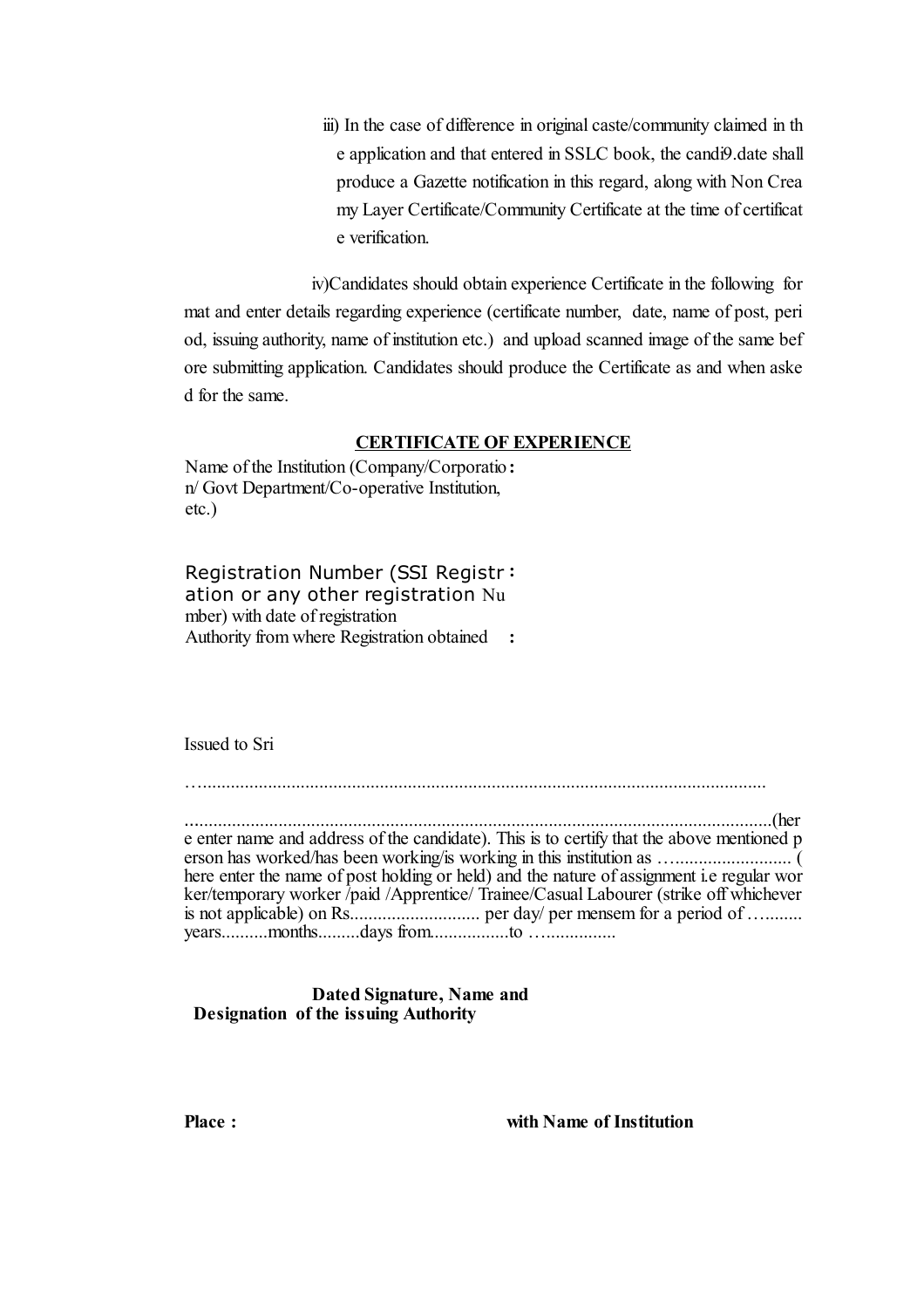iii) In the case of difference in original caste/community claimed in the application and that entered in SSLC book, the candi9.date shall produce a Gazette notification in this regard, along with Non Creamy Layer Certificate/Community Certificate at the time of certificate verification.

iv)Candidates should obtain experience Certificate in the following format and enter details regarding experience (certificate number, date, name of post, period, issuing authority, name of institution etc.) and upload scanned image of the same before submitting application. Candidates should produce the Certificate as and when asked for the same.

**CERTIFICATE OF EXPERIENCE**

Name of the Institution (Company/Corporation/ Govt Department/Co-operative Institution, etc.) **:**

Registration Number (SSI Registration or any other registration Number) with date of registration **:**

Authority from where Registration obtained **:**

Issued to Sri

…......................................................................................................................

.............................................................................................................................(here enter name and address of the candidate). This is to certify that the above mentioned person has worked/has been working/is working in this institution as …......................... (here enter the name of post holding or held) and the nature of assignment i.e regular worker/temporary worker /paid /Apprentice/ Trainee/Casual Labourer (strike off whichever is not applicable) on Rs............................ per day/ per mensem for a period of …........ years..........months.........days from................to …..............

**Dated Signature, Name and Designation of the issuing Authority**

**Place :** **with Name of Institution**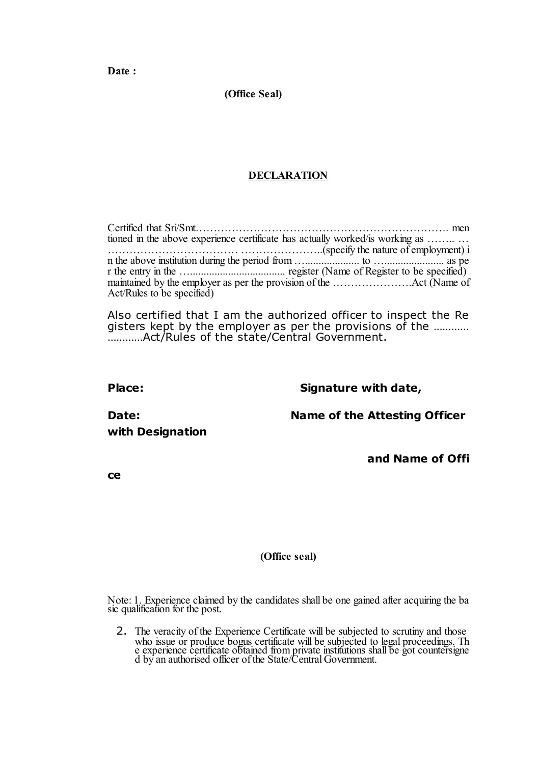**Date :**

**(Office Seal)**

## DECLARATION

Certified that Sri/Smt………………………………………………………………. mentioned in the above experience certificate has actually worked/is working as …….. ……………………………………. …………………..(specify the nature of employment) in the above institution during the period from …................... to …..................... as per the entry in the …................................ register (Name of Register to be specified) maintained by the employer as per the provision of the ………………….Act (Name of Act/Rules to be specified)

Also certified that I am the authorized officer to inspect the Registers kept by the employer as per the provisions of the ……………………Act/Rules of the state/Central Government.

**Place:** **Signature with date,**

**Date:** **Name of the Attesting Officer with Designation**

**and Name of Office**

**(Office seal)**

Note: 1. Experience claimed by the candidates shall be one gained after acquiring the basic qualification for the post.

2. The veracity of the Experience Certificate will be subjected to scrutiny and those who issue or produce bogus certificate will be subjected to legal proceedings. The experience certificate obtained from private institutions shall be got countersigned by an authorised officer of the State/Central Government.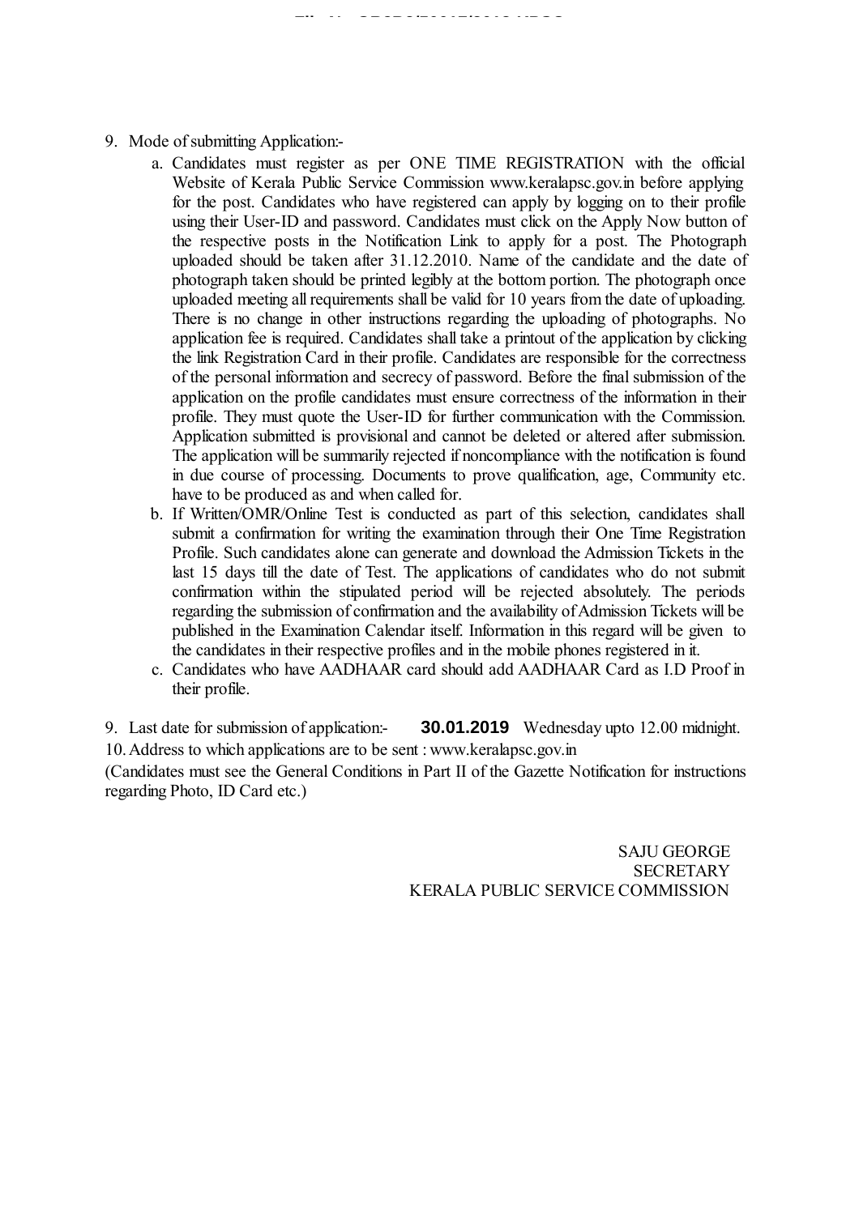9. Mode of submitting Application:-
    a. Candidates must register as per ONE TIME REGISTRATION with the official Website of Kerala Public Service Commission www.keralapsc.gov.in before applying for the post. Candidates who have registered can apply by logging on to their profile using their User-ID and password. Candidates must click on the Apply Now button of the respective posts in the Notification Link to apply for a post. The Photograph uploaded should be taken after 31.12.2010. Name of the candidate and the date of photograph taken should be printed legibly at the bottom portion. The photograph once uploaded meeting all requirements shall be valid for 10 years from the date of uploading. There is no change in other instructions regarding the uploading of photographs. No application fee is required. Candidates shall take a printout of the application by clicking the link Registration Card in their profile. Candidates are responsible for the correctness of the personal information and secrecy of password. Before the final submission of the application on the profile candidates must ensure correctness of the information in their profile. They must quote the User-ID for further communication with the Commission. Application submitted is provisional and cannot be deleted or altered after submission. The application will be summarily rejected if noncompliance with the notification is found in due course of processing. Documents to prove qualification, age, Community etc. have to be produced as and when called for.
    b. If Written/OMR/Online Test is conducted as part of this selection, candidates shall submit a confirmation for writing the examination through their One Time Registration Profile. Such candidates alone can generate and download the Admission Tickets in the last 15 days till the date of Test. The applications of candidates who do not submit confirmation within the stipulated period will be rejected absolutely. The periods regarding the submission of confirmation and the availability of Admission Tickets will be published in the Examination Calendar itself. Information in this regard will be given to the candidates in their respective profiles and in the mobile phones registered in it.
    c. Candidates who have AADHAAR card should add AADHAAR Card as I.D Proof in their profile.

9. Last date for submission of application:- **30.01.2019** Wednesday upto 12.00 midnight.

10. Address to which applications are to be sent : www.keralapsc.gov.in

(Candidates must see the General Conditions in Part II of the Gazette Notification for instructions regarding Photo, ID Card etc.)

SAJU GEORGE
SECRETARY
KERALA PUBLIC SERVICE COMMISSION